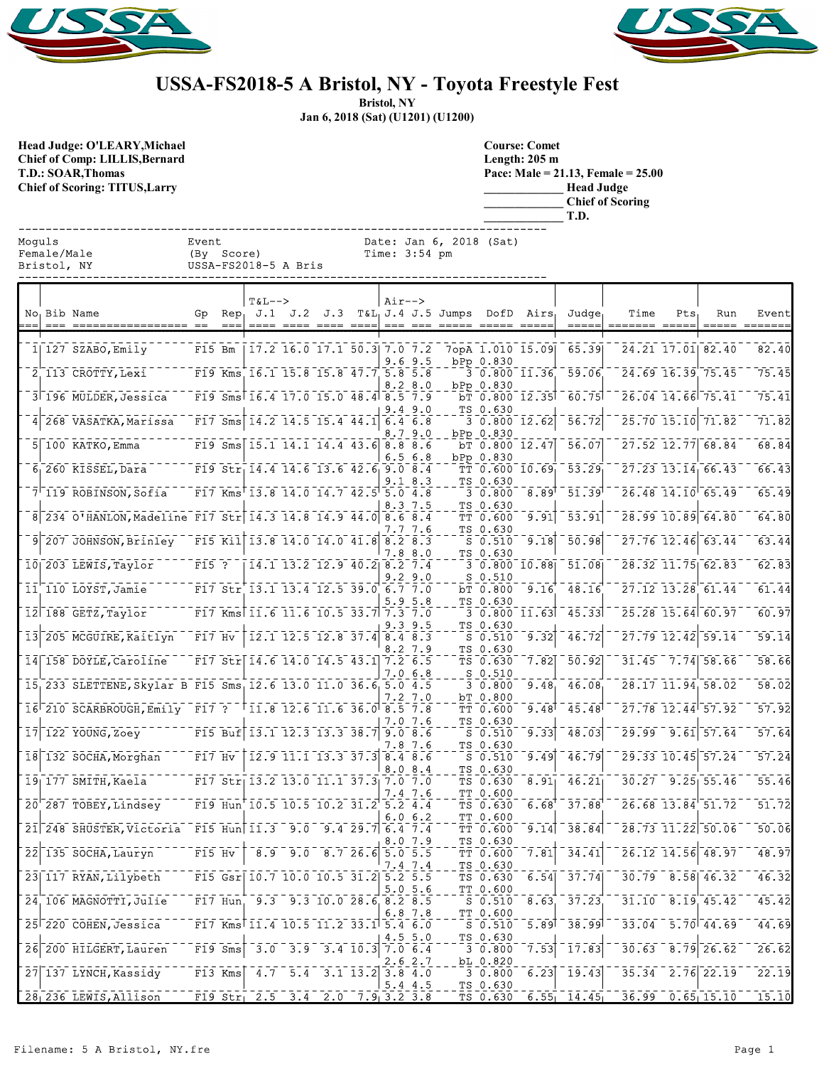# USSA-FS2018-5 A Bristol, NY - Toyota Freestyle Fest

**Bristol, NY**

**Jan 6, 2018 (Sat) (U1201) (U1200)**

**Head Judge: O'LEARY,Michael**
**Chief of Comp: LILLIS,Bernard**
**T.D.: SOAR,Thomas**
**Chief of Scoring: TITUS,Larry**

**Course: Comet**
**Length: 205 m**
**Pace: Male = 21.13, Female = 25.00**
_____________ **Head Judge**
_____________ **Chief of Scoring**
_____________ **T.D.**

```
Moguls              Event               Date: Jan 6, 2018 (Sat)
Female/Male         (By  Score)         Time: 3:54 pm
Bristol, NY         USSA-FS2018-5 A Bris
```

| No | Bib | Name | Gp | Rep | T&L--> J.1 | J.2 | J.3 | T&L | Air--> J.4 | J.5 | Jumps | DofD | Airs | Judge | Time | Pts | Run | Event |
|---|---|---|---|---|---|---|---|---|---|---|---|---|---|---|---|---|---|---|
| 1 | 127 | SZABO,Emily | F15 | Bm | 17.2 | 16.0 | 17.1 | 50.3 | 7.0 | 7.2 | 7opA | 1.010 | 15.09 | 65.39 | 24.21 | 17.01 | 82.40 | 82.40 |
| | | | | | | | | | 9.6 | 9.5 | bPp | 0.830 | | | | | | |
| 2 | 113 | CROTTY,Lexi | F19 | Kms | 16.1 | 15.8 | 15.8 | 47.7 | 5.8 | 5.8 | 3 | 0.800 | 11.36 | 59.06 | 24.69 | 16.39 | 75.45 | 75.45 |
| | | | | | | | | | 8.2 | 8.0 | bPp | 0.830 | | | | | | |
| 3 | 196 | MULDER,Jessica | F19 | Sms | 16.4 | 17.0 | 15.0 | 48.4 | 8.5 | 7.9 | bT | 0.800 | 12.35 | 60.75 | 26.04 | 14.66 | 75.41 | 75.41 |
| | | | | | | | | | 9.4 | 9.0 | TS | 0.630 | | | | | | |
| 4 | 268 | VASATKA,Marissa | F17 | Sms | 14.2 | 14.5 | 15.4 | 44.1 | 6.4 | 6.8 | 3 | 0.800 | 12.62 | 56.72 | 25.70 | 15.10 | 71.82 | 71.82 |
| | | | | | | | | | 8.7 | 9.0 | bPp | 0.830 | | | | | | |
| 5 | 100 | KATKO,Emma | F19 | Sms | 15.1 | 14.1 | 14.4 | 43.6 | 8.8 | 8.6 | bT | 0.800 | 12.47 | 56.07 | 27.52 | 12.77 | 68.84 | 68.84 |
| | | | | | | | | | 6.5 | 6.8 | bPp | 0.830 | | | | | | |
| 6 | 260 | KISSEL,Dara | F19 | Str | 14.4 | 14.6 | 13.6 | 42.6 | 9.0 | 8.4 | TT | 0.600 | 10.69 | 53.29 | 27.23 | 13.14 | 66.43 | 66.43 |
| | | | | | | | | | 9.1 | 8.3 | TS | 0.630 | | | | | | |
| 7 | 119 | ROBINSON,Sofia | F17 | Kms | 13.8 | 14.0 | 14.7 | 42.5 | 5.0 | 4.8 | 3 | 0.800 | 8.89 | 51.39 | 26.48 | 14.10 | 65.49 | 65.49 |
| | | | | | | | | | 8.3 | 7.5 | TS | 0.630 | | | | | | |
| 8 | 234 | O'HANLON,Madeline | F17 | Str | 14.3 | 14.8 | 14.9 | 44.0 | 8.6 | 8.4 | TT | 0.600 | 9.91 | 53.91 | 28.99 | 10.89 | 64.80 | 64.80 |
| | | | | | | | | | 7.7 | 7.6 | TS | 0.630 | | | | | | |
| 9 | 207 | JOHNSON,Brinley | F15 | Kil | 13.8 | 14.0 | 14.0 | 41.8 | 8.2 | 8.3 | S | 0.510 | 9.18 | 50.98 | 27.76 | 12.46 | 63.44 | 63.44 |
| | | | | | | | | | 7.8 | 8.0 | TS | 0.630 | | | | | | |
| 10 | 203 | LEWIS,Taylor | F15 | ? | 14.1 | 13.2 | 12.9 | 40.2 | 8.2 | 7.4 | 3 | 0.800 | 10.88 | 51.08 | 28.32 | 11.75 | 62.83 | 62.83 |
| | | | | | | | | | 9.2 | 9.0 | S | 0.510 | | | | | | |
| 11 | 110 | LOYST,Jamie | F17 | Str | 13.1 | 13.4 | 12.5 | 39.0 | 6.7 | 7.0 | bT | 0.800 | 9.16 | 48.16 | 27.12 | 13.28 | 61.44 | 61.44 |
| | | | | | | | | | 5.9 | 5.8 | TS | 0.630 | | | | | | |
| 12 | 188 | GETZ,Taylor | F17 | Kms | 11.6 | 11.6 | 10.5 | 33.7 | 7.3 | 7.0 | 3 | 0.800 | 11.63 | 45.33 | 25.28 | 15.64 | 60.97 | 60.97 |
| | | | | | | | | | 9.3 | 9.5 | TS | 0.630 | | | | | | |
| 13 | 205 | MCGUIRE,Kaitlyn | F17 | Hv | 12.1 | 12.5 | 12.8 | 37.4 | 8.4 | 8.3 | S | 0.510 | 9.32 | 46.72 | 27.79 | 12.42 | 59.14 | 59.14 |
| | | | | | | | | | 8.2 | 7.9 | TS | 0.630 | | | | | | |
| 14 | 158 | DOYLE,Caroline | F17 | Str | 14.6 | 14.0 | 14.5 | 43.1 | 7.2 | 6.5 | TS | 0.630 | 7.82 | 50.92 | 31.45 | 7.74 | 58.66 | 58.66 |
| | | | | | | | | | 7.0 | 6.8 | S | 0.510 | | | | | | |
| 15 | 233 | SLETTENE,Skylar B | F15 | Sms | 12.6 | 13.0 | 11.0 | 36.6 | 5.0 | 4.5 | 3 | 0.800 | 9.48 | 46.08 | 28.17 | 11.94 | 58.02 | 58.02 |
| | | | | | | | | | 7.2 | 7.0 | bT | 0.800 | | | | | | |
| 16 | 210 | SCARBROUGH,Emily | F17 | ? | 11.8 | 12.6 | 11.6 | 36.0 | 8.5 | 7.8 | TT | 0.600 | 9.48 | 45.48 | 27.78 | 12.44 | 57.92 | 57.92 |
| | | | | | | | | | 7.0 | 7.6 | TS | 0.630 | | | | | | |
| 17 | 122 | YOUNG,Zoey | F15 | Buf | 13.1 | 12.3 | 13.3 | 38.7 | 9.0 | 8.6 | S | 0.510 | 9.33 | 48.03 | 29.99 | 9.61 | 57.64 | 57.64 |
| | | | | | | | | | 7.8 | 7.6 | TS | 0.630 | | | | | | |
| 18 | 132 | SOCHA,Morghan | F17 | Hv | 12.9 | 11.1 | 13.3 | 37.3 | 8.4 | 8.6 | S | 0.510 | 9.49 | 46.79 | 29.33 | 10.45 | 57.24 | 57.24 |
| | | | | | | | | | 8.0 | 8.4 | TS | 0.630 | | | | | | |
| 19 | 177 | SMITH,Kaela | F17 | Str | 13.2 | 13.0 | 11.1 | 37.3 | 7.0 | 7.0 | TS | 0.630 | 8.91 | 46.21 | 30.27 | 9.25 | 55.46 | 55.46 |
| | | | | | | | | | 7.4 | 7.6 | TT | 0.600 | | | | | | |
| 20 | 287 | TOBEY,Lindsey | F19 | Hun | 10.5 | 10.5 | 10.2 | 31.2 | 5.2 | 4.4 | TS | 0.630 | 6.68 | 37.88 | 26.68 | 13.84 | 51.72 | 51.72 |
| | | | | | | | | | 6.0 | 6.2 | TT | 0.600 | | | | | | |
| 21 | 248 | SHUSTER,Victoria | F15 | Hun | 11.3 | 9.0 | 9.4 | 29.7 | 6.4 | 7.4 | TT | 0.600 | 9.14 | 38.84 | 28.73 | 11.22 | 50.06 | 50.06 |
| | | | | | | | | | 8.0 | 7.9 | TS | 0.630 | | | | | | |
| 22 | 135 | SOCHA,Lauryn | F15 | Hv | 8.9 | 9.0 | 8.7 | 26.6 | 5.0 | 5.5 | TT | 0.600 | 7.81 | 34.41 | 26.12 | 14.56 | 48.97 | 48.97 |
| | | | | | | | | | 7.4 | 7.4 | TS | 0.630 | | | | | | |
| 23 | 117 | RYAN,Lilybeth | F15 | Gsr | 10.7 | 10.0 | 10.5 | 31.2 | 5.2 | 5.5 | TS | 0.630 | 6.54 | 37.74 | 30.79 | 8.58 | 46.32 | 46.32 |
| | | | | | | | | | 5.0 | 5.6 | TT | 0.600 | | | | | | |
| 24 | 106 | MAGNOTTI,Julie | F17 | Hun | 9.3 | 9.3 | 10.0 | 28.6 | 8.2 | 8.5 | S | 0.510 | 8.63 | 37.23 | 31.10 | 8.19 | 45.42 | 45.42 |
| | | | | | | | | | 6.8 | 7.8 | TT | 0.600 | | | | | | |
| 25 | 220 | COHEN,Jessica | F17 | Kms | 11.4 | 10.5 | 11.2 | 33.1 | 5.4 | 6.0 | S | 0.510 | 5.89 | 38.99 | 33.04 | 5.70 | 44.69 | 44.69 |
| | | | | | | | | | 4.5 | 5.0 | TS | 0.630 | | | | | | |
| 26 | 200 | HILGERT,Lauren | F19 | Sms | 3.0 | 3.9 | 3.4 | 10.3 | 7.0 | 6.4 | 3 | 0.800 | 7.53 | 17.83 | 30.63 | 8.79 | 26.62 | 26.62 |
| | | | | | | | | | 2.6 | 2.7 | bL | 0.820 | | | | | | |
| 27 | 137 | LYNCH,Kassidy | F13 | Kms | 4.7 | 5.4 | 3.1 | 13.2 | 3.8 | 4.0 | 3 | 0.800 | 6.23 | 19.43 | 35.34 | 2.76 | 22.19 | 22.19 |
| | | | | | | | | | 5.4 | 4.5 | TS | 0.630 | | | | | | |
| 28 | 236 | LEWIS,Allison | F19 | Str | 2.5 | 3.4 | 2.0 | 7.9 | 3.2 | 3.8 | TS | 0.630 | 6.55 | 14.45 | 36.99 | 0.65 | 15.10 | 15.10 |

Filename: 5 A Bristol, NY.fre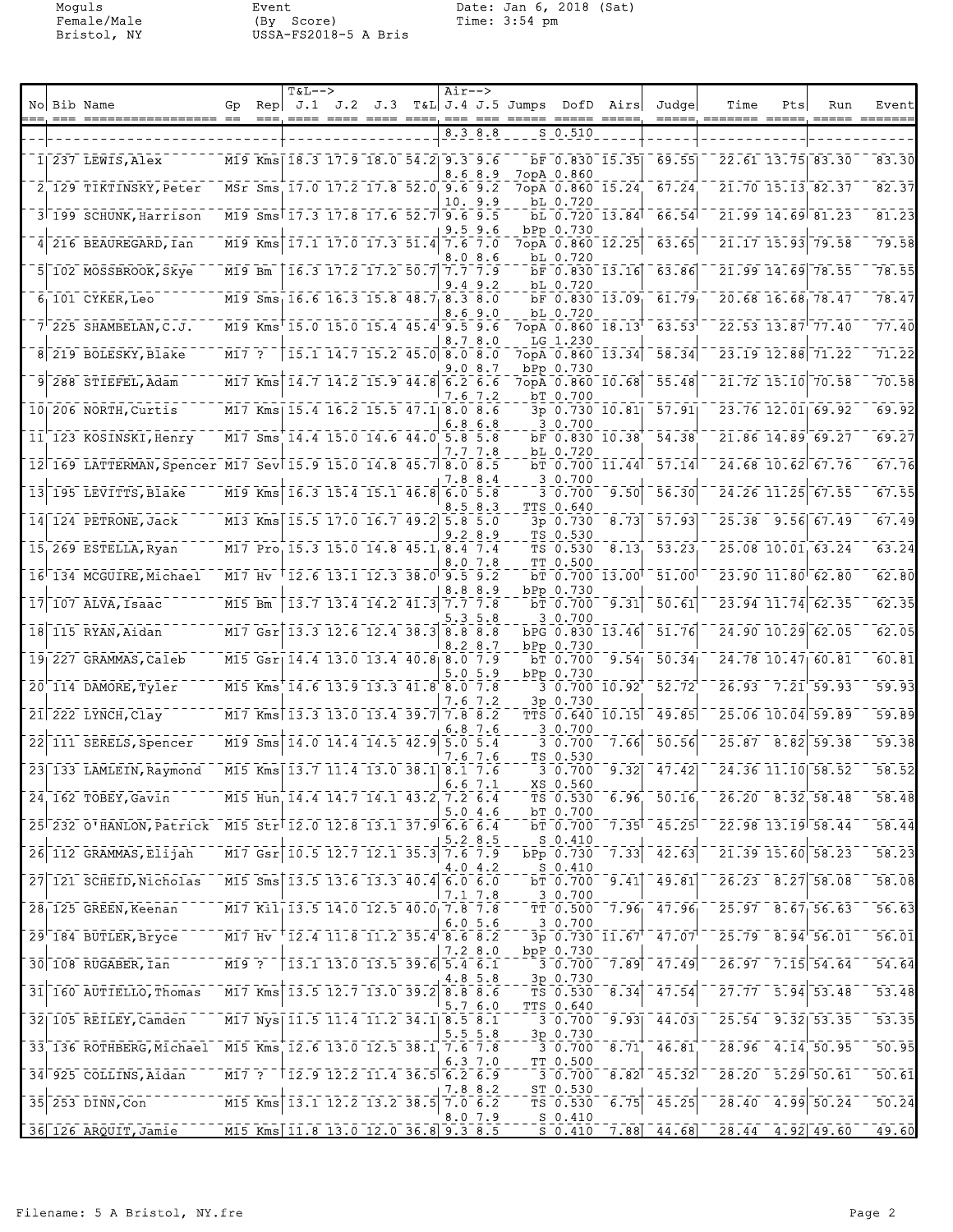| No | Bib | Name | Gp | Rep | T&L--> J.1 | J.2 | J.3 | T&L | Air--> J.4 | J.5 | Jumps | DofD | Airs | Judge | Time | Pts | Run | Event |
|---|---|---|---|---|---|---|---|---|---|---|---|---|---|---|---|---|---|---|
| | | | | | | | | | 8.3 | 8.8 | S | 0.510 | | | | | | |
| 1 | 237 | LEWIS,Alex | M19 | Kms | 18.3 | 17.9 | 18.0 | 54.2 | 9.3 | 9.6 | bF | 0.830 | 15.35 | 69.55 | 22.61 | 13.75 | 83.30 | 83.30 |
| | | | | | | | | | 8.6 | 8.9 | 7opA | 0.860 | | | | | | |
| 2 | 129 | TIKTINSKY,Peter | MSr | Sms | 17.0 | 17.2 | 17.8 | 52.0 | 9.6 | 9.2 | 7opA | 0.860 | 15.24 | 67.24 | 21.70 | 15.13 | 82.37 | 82.37 |
| | | | | | | | | | 10. | 9.9 | bL | 0.720 | | | | | | |
| 3 | 199 | SCHUNK,Harrison | M19 | Sms | 17.3 | 17.8 | 17.6 | 52.7 | 9.6 | 9.5 | bL | 0.720 | 13.84 | 66.54 | 21.99 | 14.69 | 81.23 | 81.23 |
| | | | | | | | | | 9.5 | 9.6 | bPp | 0.730 | | | | | | |
| 4 | 216 | BEAUREGARD,Ian | M19 | Kms | 17.1 | 17.0 | 17.3 | 51.4 | 7.6 | 7.0 | 7opA | 0.860 | 12.25 | 63.65 | 21.17 | 15.93 | 79.58 | 79.58 |
| | | | | | | | | | 8.0 | 8.6 | bL | 0.720 | | | | | | |
| 5 | 102 | MOSSBROOK,Skye | M19 | Bm | 16.3 | 17.2 | 17.2 | 50.7 | 7.7 | 7.9 | bF | 0.830 | 13.16 | 63.86 | 21.99 | 14.69 | 78.55 | 78.55 |
| | | | | | | | | | 9.4 | 9.2 | bL | 0.720 | | | | | | |
| 6 | 101 | CYKER,Leo | M19 | Sms | 16.6 | 16.3 | 15.8 | 48.7 | 8.3 | 8.0 | bF | 0.830 | 13.09 | 61.79 | 20.68 | 16.68 | 78.47 | 78.47 |
| | | | | | | | | | 8.6 | 9.0 | bL | 0.720 | | | | | | |
| 7 | 225 | SHAMBELAN,C.J. | M19 | Kms | 15.0 | 15.0 | 15.4 | 45.4 | 9.5 | 9.6 | 7opA | 0.860 | 18.13 | 63.53 | 22.53 | 13.87 | 77.40 | 77.40 |
| | | | | | | | | | 8.7 | 8.0 | LG | 1.230 | | | | | | |
| 8 | 219 | BOLESKY,Blake | M17 | ? | 15.1 | 14.7 | 15.2 | 45.0 | 8.0 | 8.0 | 7opA | 0.860 | 13.34 | 58.34 | 23.19 | 12.88 | 71.22 | 71.22 |
| | | | | | | | | | 9.0 | 8.7 | bPp | 0.730 | | | | | | |
| 9 | 288 | STIEFEL,Adam | M17 | Kms | 14.7 | 14.2 | 15.9 | 44.8 | 6.2 | 6.6 | 7opA | 0.860 | 10.68 | 55.48 | 21.72 | 15.10 | 70.58 | 70.58 |
| | | | | | | | | | 7.6 | 7.2 | bT | 0.700 | | | | | | |
| 10 | 206 | NORTH,Curtis | M17 | Kms | 15.4 | 16.2 | 15.5 | 47.1 | 8.0 | 8.6 | 3p | 0.730 | 10.81 | 57.91 | 23.76 | 12.01 | 69.92 | 69.92 |
| | | | | | | | | | 6.8 | 6.8 | 3 | 0.700 | | | | | | |
| 11 | 123 | KOSINSKI,Henry | M17 | Sms | 14.4 | 15.0 | 14.6 | 44.0 | 5.8 | 5.8 | bF | 0.830 | 10.38 | 54.38 | 21.86 | 14.89 | 69.27 | 69.27 |
| | | | | | | | | | 7.7 | 7.8 | bL | 0.720 | | | | | | |
| 12 | 169 | LATTERMAN,Spencer | M17 | Sev | 15.9 | 15.0 | 14.8 | 45.7 | 8.0 | 8.5 | bT | 0.700 | 11.44 | 57.14 | 24.68 | 10.62 | 67.76 | 67.76 |
| | | | | | | | | | 7.8 | 8.4 | 3 | 0.700 | | | | | | |
| 13 | 195 | LEVITTS,Blake | M19 | Kms | 16.3 | 15.4 | 15.1 | 46.8 | 6.0 | 5.8 | 3 | 0.700 | 9.50 | 56.30 | 24.26 | 11.25 | 67.55 | 67.55 |
| | | | | | | | | | 8.5 | 8.3 | TTS | 0.640 | | | | | | |
| 14 | 124 | PETRONE,Jack | M13 | Kms | 15.5 | 17.0 | 16.7 | 49.2 | 5.8 | 5.0 | 3p | 0.730 | 8.73 | 57.93 | 25.38 | 9.56 | 67.49 | 67.49 |
| | | | | | | | | | 9.2 | 8.9 | TS | 0.530 | | | | | | |
| 15 | 269 | ESTELLA,Ryan | M17 | Pro | 15.3 | 15.0 | 14.8 | 45.1 | 8.4 | 7.4 | TS | 0.530 | 8.13 | 53.23 | 25.08 | 10.01 | 63.24 | 63.24 |
| | | | | | | | | | 8.0 | 7.8 | TT | 0.500 | | | | | | |
| 16 | 134 | MCGUIRE,Michael | M17 | Hv | 12.6 | 13.1 | 12.3 | 38.0 | 9.5 | 9.2 | bT | 0.700 | 13.00 | 51.00 | 23.90 | 11.80 | 62.80 | 62.80 |
| | | | | | | | | | 8.8 | 8.9 | bPp | 0.730 | | | | | | |
| 17 | 107 | ALVA,Isaac | M15 | Bm | 13.7 | 13.4 | 14.2 | 41.3 | 7.7 | 7.8 | bT | 0.700 | 9.31 | 50.61 | 23.94 | 11.74 | 62.35 | 62.35 |
| | | | | | | | | | 5.3 | 5.8 | 3 | 0.700 | | | | | | |
| 18 | 115 | RYAN,Aidan | M17 | Gsr | 13.3 | 12.6 | 12.4 | 38.3 | 8.8 | 8.8 | bPG | 0.830 | 13.46 | 51.76 | 24.90 | 10.29 | 62.05 | 62.05 |
| | | | | | | | | | 8.2 | 8.7 | bPp | 0.730 | | | | | | |
| 19 | 227 | GRAMMAS,Caleb | M15 | Gsr | 14.4 | 13.0 | 13.4 | 40.8 | 8.0 | 7.9 | bT | 0.700 | 9.54 | 50.34 | 24.78 | 10.47 | 60.81 | 60.81 |
| | | | | | | | | | 5.0 | 5.9 | bPp | 0.730 | | | | | | |
| 20 | 114 | DAMORE,Tyler | M15 | Kms | 14.6 | 13.9 | 13.3 | 41.8 | 8.0 | 7.8 | 3 | 0.700 | 10.92 | 52.72 | 26.93 | 7.21 | 59.93 | 59.93 |
| | | | | | | | | | 7.6 | 7.2 | 3p | 0.730 | | | | | | |
| 21 | 222 | LYNCH,Clay | M17 | Kms | 13.3 | 13.0 | 13.4 | 39.7 | 7.8 | 8.2 | TTS | 0.640 | 10.15 | 49.85 | 25.06 | 10.04 | 59.89 | 59.89 |
| | | | | | | | | | 6.8 | 7.6 | 3 | 0.700 | | | | | | |
| 22 | 111 | SERELS,Spencer | M19 | Sms | 14.0 | 14.4 | 14.5 | 42.9 | 5.0 | 5.4 | 3 | 0.700 | 7.66 | 50.56 | 25.87 | 8.82 | 59.38 | 59.38 |
| | | | | | | | | | 7.6 | 7.6 | TS | 0.530 | | | | | | |
| 23 | 133 | LAMLEIN,Raymond | M15 | Kms | 13.7 | 11.4 | 13.0 | 38.1 | 8.1 | 7.6 | 3 | 0.700 | 9.32 | 47.42 | 24.36 | 11.10 | 58.52 | 58.52 |
| | | | | | | | | | 6.6 | 7.1 | XS | 0.560 | | | | | | |
| 24 | 162 | TOBEY,Gavin | M15 | Hun | 14.4 | 14.7 | 14.1 | 43.2 | 7.2 | 6.4 | TS | 0.530 | 6.96 | 50.16 | 26.20 | 8.32 | 58.48 | 58.48 |
| | | | | | | | | | 5.0 | 4.6 | bT | 0.700 | | | | | | |
| 25 | 232 | O'HANLON,Patrick | M15 | Str | 12.0 | 12.8 | 13.1 | 37.9 | 6.6 | 6.4 | bT | 0.700 | 7.35 | 45.25 | 22.98 | 13.19 | 58.44 | 58.44 |
| | | | | | | | | | 5.2 | 8.5 | S | 0.410 | | | | | | |
| 26 | 112 | GRAMMAS,Elijah | M17 | Gsr | 10.5 | 12.7 | 12.1 | 35.3 | 7.6 | 7.9 | bPp | 0.730 | 7.33 | 42.63 | 21.39 | 15.60 | 58.23 | 58.23 |
| | | | | | | | | | 4.0 | 4.2 | S | 0.410 | | | | | | |
| 27 | 121 | SCHEID,Nicholas | M15 | Sms | 13.5 | 13.6 | 13.3 | 40.4 | 6.0 | 6.0 | bT | 0.700 | 9.41 | 49.81 | 26.23 | 8.27 | 58.08 | 58.08 |
| | | | | | | | | | 7.1 | 7.8 | 3 | 0.700 | | | | | | |
| 28 | 125 | GREEN,Keenan | M17 | Kil | 13.5 | 14.0 | 12.5 | 40.0 | 7.8 | 7.8 | TT | 0.500 | 7.96 | 47.96 | 25.97 | 8.67 | 56.63 | 56.63 |
| | | | | | | | | | 6.0 | 5.6 | 3 | 0.700 | | | | | | |
| 29 | 184 | BUTLER,Bryce | M17 | Hv | 12.4 | 11.8 | 11.2 | 35.4 | 8.6 | 8.2 | 3p | 0.730 | 11.67 | 47.07 | 25.79 | 8.94 | 56.01 | 56.01 |
| | | | | | | | | | 7.2 | 8.0 | bpP | 0.730 | | | | | | |
| 30 | 108 | RUGABER,Ian | M19 | ? | 13.1 | 13.0 | 13.5 | 39.6 | 5.4 | 6.1 | 3 | 0.700 | 7.89 | 47.49 | 26.97 | 7.15 | 54.64 | 54.64 |
| | | | | | | | | | 4.8 | 5.8 | 3p | 0.730 | | | | | | |
| 31 | 160 | AUTIELLO,Thomas | M17 | Kms | 13.5 | 12.7 | 13.0 | 39.2 | 8.8 | 8.6 | TS | 0.530 | 8.34 | 47.54 | 27.77 | 5.94 | 53.48 | 53.48 |
| | | | | | | | | | 5.7 | 6.0 | TTS | 0.640 | | | | | | |
| 32 | 105 | REILEY,Camden | M17 | Nys | 11.5 | 11.4 | 11.2 | 34.1 | 8.5 | 8.1 | 3 | 0.700 | 9.93 | 44.03 | 25.54 | 9.32 | 53.35 | 53.35 |
| | | | | | | | | | 5.5 | 5.8 | 3p | 0.730 | | | | | | |
| 33 | 136 | ROTHBERG,Michael | M15 | Kms | 12.6 | 13.0 | 12.5 | 38.1 | 7.6 | 7.8 | 3 | 0.700 | 8.71 | 46.81 | 28.96 | 4.14 | 50.95 | 50.95 |
| | | | | | | | | | 6.3 | 7.0 | TT | 0.500 | | | | | | |
| 34 | 925 | COLLINS,Aidan | M17 | ? | 12.9 | 12.2 | 11.4 | 36.5 | 6.2 | 6.9 | 3 | 0.700 | 8.82 | 45.32 | 28.20 | 5.29 | 50.61 | 50.61 |
| | | | | | | | | | 7.8 | 8.2 | ST | 0.530 | | | | | | |
| 35 | 253 | DINN,Con | M15 | Kms | 13.1 | 12.2 | 13.2 | 38.5 | 7.0 | 6.2 | TS | 0.530 | 6.75 | 45.25 | 28.40 | 4.99 | 50.24 | 50.24 |
| | | | | | | | | | 8.0 | 7.9 | S | 0.410 | | | | | | |
| 36 | 126 | ARQUIT,Jamie | M15 | Kms | 11.8 | 13.0 | 12.0 | 36.8 | 9.3 | 8.5 | S | 0.410 | 7.88 | 44.68 | 28.44 | 4.92 | 49.60 | 49.60 |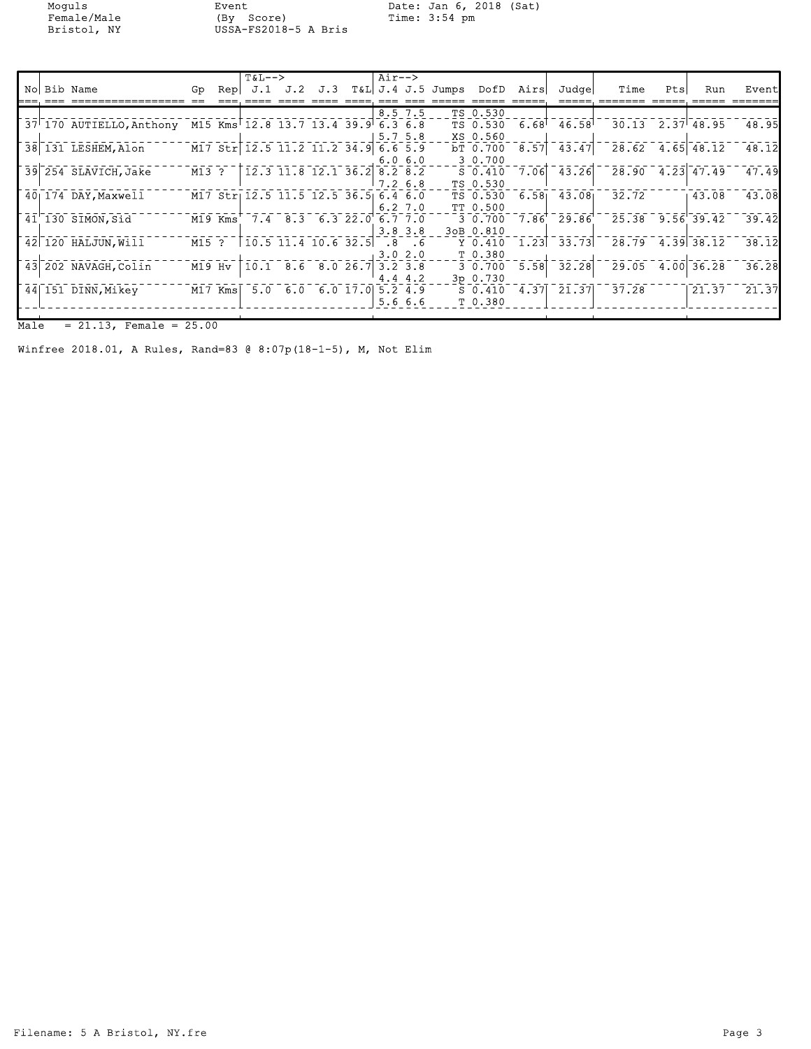| No | Bib | Name | Gp | Rep | T&L--> J.1 | J.2 | J.3 | T&L | Air--> J.4 | J.5 | Jumps | DofD | Airs | Judge | Time | Pts | Run | Event |
|---|---|---|---|---|---|---|---|---|---|---|---|---|---|---|---|---|---|---|
| | | | | | | | | | 8.5 | 7.5 | TS | 0.530 | | | | | | |
| 37 | 170 | AUTIELLO,Anthony | M15 | Kms | 12.8 | 13.7 | 13.4 | 39.9 | 6.3 | 6.8 | TS | 0.530 | 6.68 | 46.58 | 30.13 | 2.37 | 48.95 | 48.95 |
| | | | | | | | | | 5.7 | 5.8 | XS | 0.560 | | | | | | |
| 38 | 131 | LESHEM,Alon | M17 | Str | 12.5 | 11.2 | 11.2 | 34.9 | 6.6 | 5.9 | bT | 0.700 | 8.57 | 43.47 | 28.62 | 4.65 | 48.12 | 48.12 |
| | | | | | | | | | 6.0 | 6.0 | 3 | 0.700 | | | | | | |
| 39 | 254 | SLAVICH,Jake | M13 | ? | 12.3 | 11.8 | 12.1 | 36.2 | 8.2 | 8.2 | S | 0.410 | 7.06 | 43.26 | 28.90 | 4.23 | 47.49 | 47.49 |
| | | | | | | | | | 7.2 | 6.8 | TS | 0.530 | | | | | | |
| 40 | 174 | DAY,Maxwell | M17 | Str | 12.5 | 11.5 | 12.5 | 36.5 | 6.4 | 6.0 | TS | 0.530 | 6.58 | 43.08 | 32.72 | | 43.08 | 43.08 |
| | | | | | | | | | 6.2 | 7.0 | TT | 0.500 | | | | | | |
| 41 | 130 | SIMON,Sid | M19 | Kms | 7.4 | 8.3 | 6.3 | 22.0 | 6.7 | 7.0 | 3 | 0.700 | 7.86 | 29.86 | 25.38 | 9.56 | 39.42 | 39.42 |
| | | | | | | | | | 3.8 | 3.8 | 3oB | 0.810 | | | | | | |
| 42 | 120 | HALJUN,Will | M15 | ? | 10.5 | 11.4 | 10.6 | 32.5 | .8 | .6 | Y | 0.410 | 1.23 | 33.73 | 28.79 | 4.39 | 38.12 | 38.12 |
| | | | | | | | | | 3.0 | 2.0 | T | 0.380 | | | | | | |
| 43 | 202 | NAVAGH,Colin | M19 | Hv | 10.1 | 8.6 | 8.0 | 26.7 | 3.2 | 3.8 | 3 | 0.700 | 5.58 | 32.28 | 29.05 | 4.00 | 36.28 | 36.28 |
| | | | | | | | | | 4.4 | 4.2 | 3p | 0.730 | | | | | | |
| 44 | 151 | DINN,Mikey | M17 | Kms | 5.0 | 6.0 | 6.0 | 17.0 | 5.2 | 4.9 | S | 0.410 | 4.37 | 21.37 | 37.28 | | 21.37 | 21.37 |
| | | | | | | | | | 5.6 | 6.6 | T | 0.380 | | | | | | |

Male = 21.13, Female = 25.00

Winfree 2018.01, A Rules, Rand=83 @ 8:07p(18-1-5), M, Not Elim